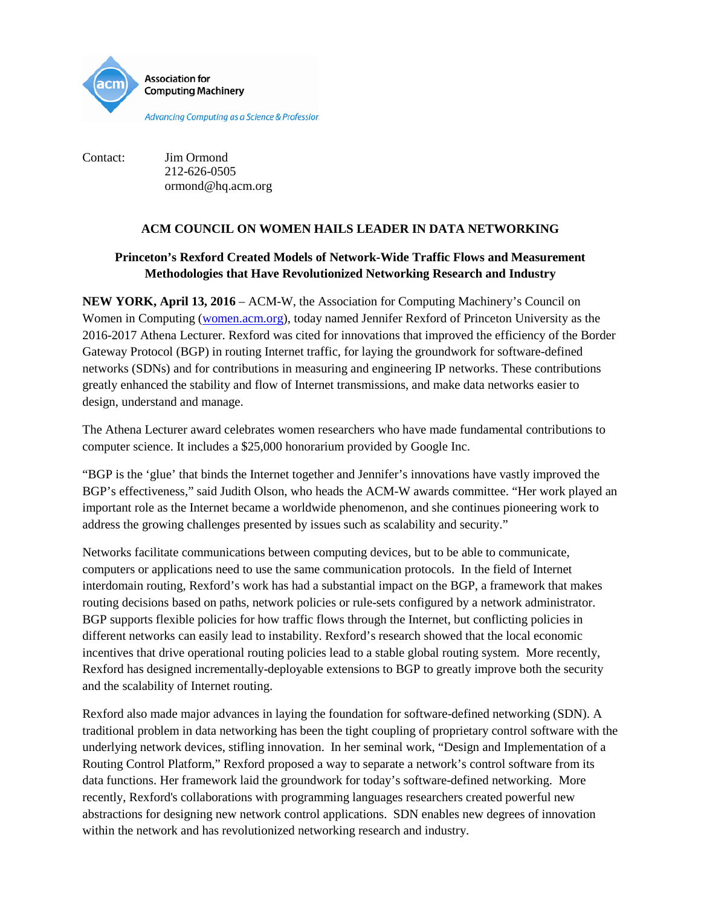Association for Computing Machinery

*Advancing Computing as a Science & Profession*

Contact: Jim Ormond
212-626-0505
ormond@hq.acm.org

## ACM COUNCIL ON WOMEN HAILS LEADER IN DATA NETWORKING

### Princeton's Rexford Created Models of Network-Wide Traffic Flows and Measurement Methodologies that Have Revolutionized Networking Research and Industry

**NEW YORK, April 13, 2016** – ACM-W, the Association for Computing Machinery's Council on Women in Computing (women.acm.org), today named Jennifer Rexford of Princeton University as the 2016-2017 Athena Lecturer. Rexford was cited for innovations that improved the efficiency of the Border Gateway Protocol (BGP) in routing Internet traffic, for laying the groundwork for software-defined networks (SDNs) and for contributions in measuring and engineering IP networks. These contributions greatly enhanced the stability and flow of Internet transmissions, and make data networks easier to design, understand and manage.

The Athena Lecturer award celebrates women researchers who have made fundamental contributions to computer science. It includes a $25,000 honorarium provided by Google Inc.

"BGP is the 'glue' that binds the Internet together and Jennifer's innovations have vastly improved the BGP's effectiveness," said Judith Olson, who heads the ACM-W awards committee. "Her work played an important role as the Internet became a worldwide phenomenon, and she continues pioneering work to address the growing challenges presented by issues such as scalability and security."

Networks facilitate communications between computing devices, but to be able to communicate, computers or applications need to use the same communication protocols. In the field of Internet interdomain routing, Rexford's work has had a substantial impact on the BGP, a framework that makes routing decisions based on paths, network policies or rule-sets configured by a network administrator. BGP supports flexible policies for how traffic flows through the Internet, but conflicting policies in different networks can easily lead to instability. Rexford's research showed that the local economic incentives that drive operational routing policies lead to a stable global routing system. More recently, Rexford has designed incrementally-deployable extensions to BGP to greatly improve both the security and the scalability of Internet routing.

Rexford also made major advances in laying the foundation for software-defined networking (SDN). A traditional problem in data networking has been the tight coupling of proprietary control software with the underlying network devices, stifling innovation. In her seminal work, "Design and Implementation of a Routing Control Platform," Rexford proposed a way to separate a network's control software from its data functions. Her framework laid the groundwork for today's software-defined networking. More recently, Rexford's collaborations with programming languages researchers created powerful new abstractions for designing new network control applications. SDN enables new degrees of innovation within the network and has revolutionized networking research and industry.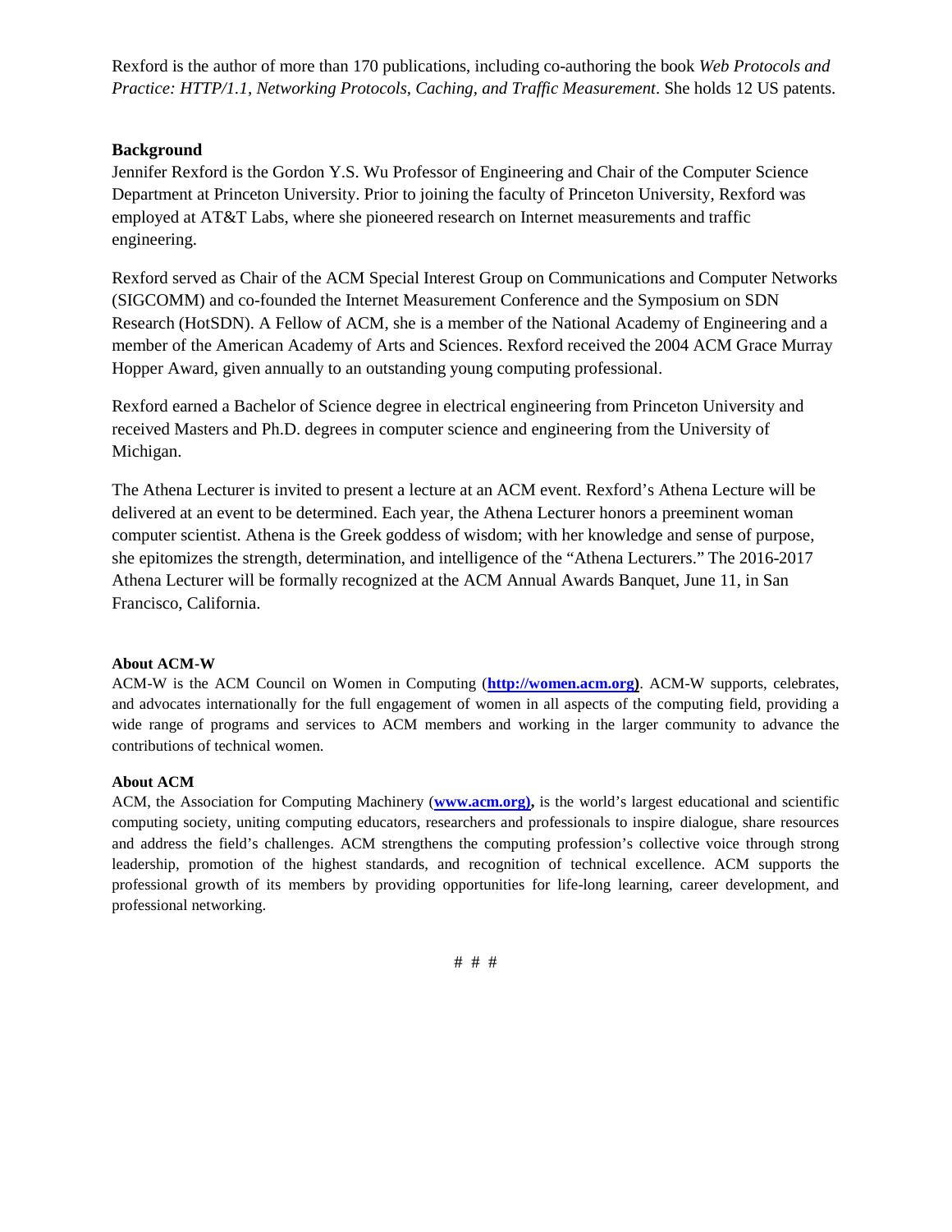Rexford is the author of more than 170 publications, including co-authoring the book *Web Protocols and Practice: HTTP/1.1, Networking Protocols, Caching, and Traffic Measurement*. She holds 12 US patents.

**Background**

Jennifer Rexford is the Gordon Y.S. Wu Professor of Engineering and Chair of the Computer Science Department at Princeton University. Prior to joining the faculty of Princeton University, Rexford was employed at AT&T Labs, where she pioneered research on Internet measurements and traffic engineering.

Rexford served as Chair of the ACM Special Interest Group on Communications and Computer Networks (SIGCOMM) and co-founded the Internet Measurement Conference and the Symposium on SDN Research (HotSDN). A Fellow of ACM, she is a member of the National Academy of Engineering and a member of the American Academy of Arts and Sciences. Rexford received the 2004 ACM Grace Murray Hopper Award, given annually to an outstanding young computing professional.

Rexford earned a Bachelor of Science degree in electrical engineering from Princeton University and received Masters and Ph.D. degrees in computer science and engineering from the University of Michigan.

The Athena Lecturer is invited to present a lecture at an ACM event. Rexford's Athena Lecture will be delivered at an event to be determined. Each year, the Athena Lecturer honors a preeminent woman computer scientist. Athena is the Greek goddess of wisdom; with her knowledge and sense of purpose, she epitomizes the strength, determination, and intelligence of the "Athena Lecturers." The 2016-2017 Athena Lecturer will be formally recognized at the ACM Annual Awards Banquet, June 11, in San Francisco, California.

**About ACM-W**

ACM-W is the ACM Council on Women in Computing (**http://women.acm.org**). ACM-W supports, celebrates, and advocates internationally for the full engagement of women in all aspects of the computing field, providing a wide range of programs and services to ACM members and working in the larger community to advance the contributions of technical women.

**About ACM**

ACM, the Association for Computing Machinery (**www.acm.org**), is the world's largest educational and scientific computing society, uniting computing educators, researchers and professionals to inspire dialogue, share resources and address the field's challenges. ACM strengthens the computing profession's collective voice through strong leadership, promotion of the highest standards, and recognition of technical excellence. ACM supports the professional growth of its members by providing opportunities for life-long learning, career development, and professional networking.

# # #